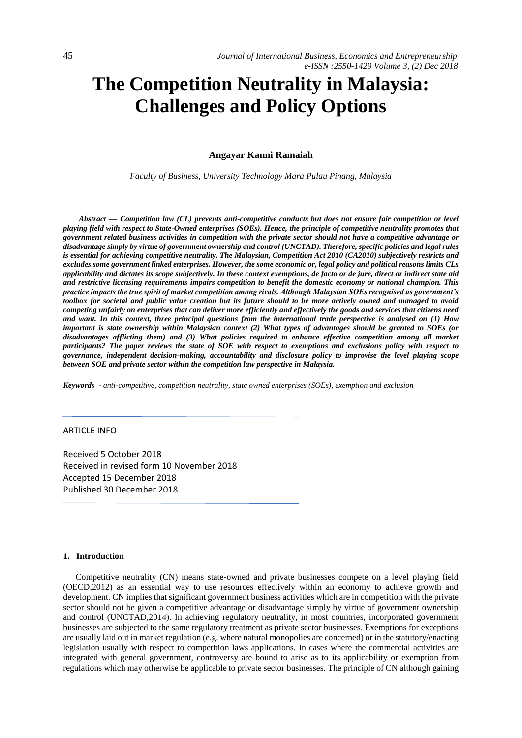# The Competition Neutrality in Malaysia: Challenges and Policy Options

**Angayar Kanni Ramaiah**

*Faculty of Business, University Technology Mara Pulau Pinang, Malaysia*

***Abstract — Competition law (CL) prevents anti-competitive conducts but does not ensure fair competition or level playing field with respect to State-Owned enterprises (SOEs). Hence, the principle of competitive neutrality promotes that government related business activities in competition with the private sector should not have a competitive advantage or disadvantage simply by virtue of government ownership and control (UNCTAD). Therefore, specific policies and legal rules is essential for achieving competitive neutrality. The Malaysian, Competition Act 2010 (CA2010) subjectively restricts and excludes some government linked enterprises. However, the some economic or, legal policy and political reasons limits CLs applicability and dictates its scope subjectively. In these context exemptions, de facto or de jure, direct or indirect state aid and restrictive licensing requirements impairs competition to benefit the domestic economy or national champion. This practice impacts the true spirit of market competition among rivals. Although Malaysian SOEs recognised as government's toolbox for societal and public value creation but its future should to be more actively owned and managed to avoid competing unfairly on enterprises that can deliver more efficiently and effectively the goods and services that citizens need and want. In this context, three principal questions from the international trade perspective is analysed on (1) How important is state ownership within Malaysian context (2) What types of advantages should be granted to SOEs (or disadvantages afflicting them) and (3) What policies required to enhance effective competition among all market participants? The paper reviews the state of SOE with respect to exemptions and exclusions policy with respect to governance, independent decision-making, accountability and disclosure policy to improvise the level playing scope between SOE and private sector within the competition law perspective in Malaysia.***

***Keywords*** *- anti-competitive, competition neutrality, state owned enterprises (SOEs), exemption and exclusion*

ARTICLE INFO

Received 5 October 2018
Received in revised form 10 November 2018
Accepted 15 December 2018
Published 30 December 2018

## 1. Introduction

Competitive neutrality (CN) means state-owned and private businesses compete on a level playing field (OECD,2012) as an essential way to use resources effectively within an economy to achieve growth and development. CN implies that significant government business activities which are in competition with the private sector should not be given a competitive advantage or disadvantage simply by virtue of government ownership and control (UNCTAD,2014). In achieving regulatory neutrality, in most countries, incorporated government businesses are subjected to the same regulatory treatment as private sector businesses. Exemptions for exceptions are usually laid out in market regulation (e.g. where natural monopolies are concerned) or in the statutory/enacting legislation usually with respect to competition laws applications. In cases where the commercial activities are integrated with general government, controversy are bound to arise as to its applicability or exemption from regulations which may otherwise be applicable to private sector businesses. The principle of CN although gaining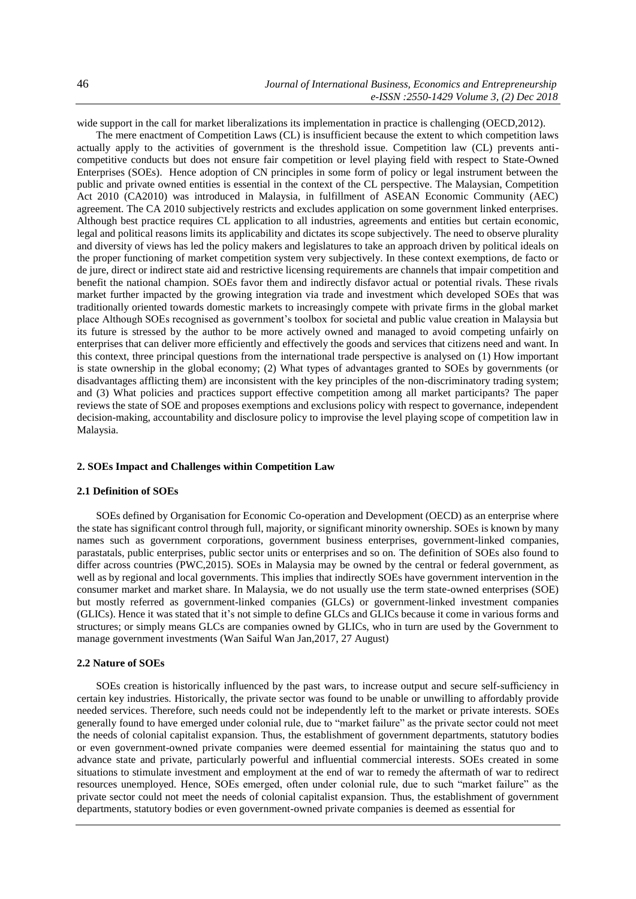wide support in the call for market liberalizations its implementation in practice is challenging (OECD,2012).

The mere enactment of Competition Laws (CL) is insufficient because the extent to which competition laws actually apply to the activities of government is the threshold issue. Competition law (CL) prevents anti-competitive conducts but does not ensure fair competition or level playing field with respect to State-Owned Enterprises (SOEs). Hence adoption of CN principles in some form of policy or legal instrument between the public and private owned entities is essential in the context of the CL perspective. The Malaysian, Competition Act 2010 (CA2010) was introduced in Malaysia, in fulfillment of ASEAN Economic Community (AEC) agreement. The CA 2010 subjectively restricts and excludes application on some government linked enterprises. Although best practice requires CL application to all industries, agreements and entities but certain economic, legal and political reasons limits its applicability and dictates its scope subjectively. The need to observe plurality and diversity of views has led the policy makers and legislatures to take an approach driven by political ideals on the proper functioning of market competition system very subjectively. In these context exemptions, de facto or de jure, direct or indirect state aid and restrictive licensing requirements are channels that impair competition and benefit the national champion. SOEs favor them and indirectly disfavor actual or potential rivals. These rivals market further impacted by the growing integration via trade and investment which developed SOEs that was traditionally oriented towards domestic markets to increasingly compete with private firms in the global market place Although SOEs recognised as government's toolbox for societal and public value creation in Malaysia but its future is stressed by the author to be more actively owned and managed to avoid competing unfairly on enterprises that can deliver more efficiently and effectively the goods and services that citizens need and want. In this context, three principal questions from the international trade perspective is analysed on (1) How important is state ownership in the global economy; (2) What types of advantages granted to SOEs by governments (or disadvantages afflicting them) are inconsistent with the key principles of the non-discriminatory trading system; and (3) What policies and practices support effective competition among all market participants? The paper reviews the state of SOE and proposes exemptions and exclusions policy with respect to governance, independent decision-making, accountability and disclosure policy to improvise the level playing scope of competition law in Malaysia.

## 2. SOEs Impact and Challenges within Competition Law

### 2.1 Definition of SOEs

SOEs defined by Organisation for Economic Co-operation and Development (OECD) as an enterprise where the state has significant control through full, majority, or significant minority ownership. SOEs is known by many names such as government corporations, government business enterprises, government-linked companies, parastatals, public enterprises, public sector units or enterprises and so on. The definition of SOEs also found to differ across countries (PWC,2015). SOEs in Malaysia may be owned by the central or federal government, as well as by regional and local governments. This implies that indirectly SOEs have government intervention in the consumer market and market share. In Malaysia, we do not usually use the term state-owned enterprises (SOE) but mostly referred as government-linked companies (GLCs) or government-linked investment companies (GLICs). Hence it was stated that it's not simple to define GLCs and GLICs because it come in various forms and structures; or simply means GLCs are companies owned by GLICs, who in turn are used by the Government to manage government investments (Wan Saiful Wan Jan,2017, 27 August)

### 2.2 Nature of SOEs

SOEs creation is historically influenced by the past wars, to increase output and secure self-sufficiency in certain key industries. Historically, the private sector was found to be unable or unwilling to affordably provide needed services. Therefore, such needs could not be independently left to the market or private interests. SOEs generally found to have emerged under colonial rule, due to "market failure" as the private sector could not meet the needs of colonial capitalist expansion. Thus, the establishment of government departments, statutory bodies or even government-owned private companies were deemed essential for maintaining the status quo and to advance state and private, particularly powerful and influential commercial interests. SOEs created in some situations to stimulate investment and employment at the end of war to remedy the aftermath of war to redirect resources unemployed. Hence, SOEs emerged, often under colonial rule, due to such "market failure" as the private sector could not meet the needs of colonial capitalist expansion. Thus, the establishment of government departments, statutory bodies or even government-owned private companies is deemed as essential for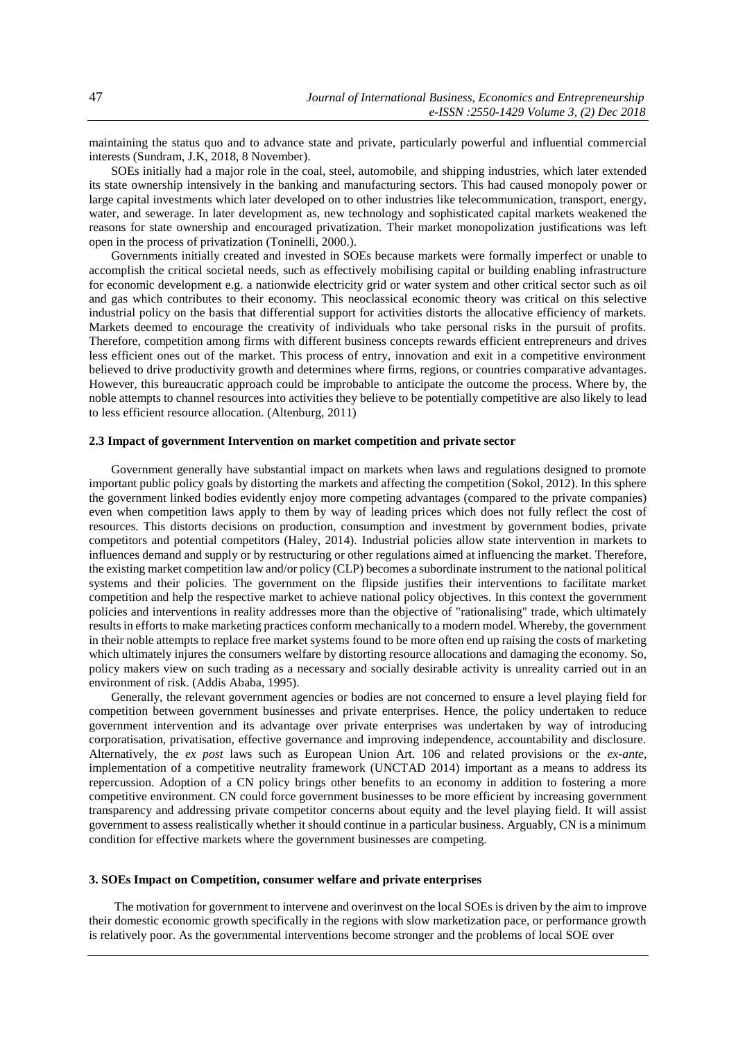maintaining the status quo and to advance state and private, particularly powerful and influential commercial interests (Sundram, J.K, 2018, 8 November).

SOEs initially had a major role in the coal, steel, automobile, and shipping industries, which later extended its state ownership intensively in the banking and manufacturing sectors. This had caused monopoly power or large capital investments which later developed on to other industries like telecommunication, transport, energy, water, and sewerage. In later development as, new technology and sophisticated capital markets weakened the reasons for state ownership and encouraged privatization. Their market monopolization justifications was left open in the process of privatization (Toninelli, 2000.).

Governments initially created and invested in SOEs because markets were formally imperfect or unable to accomplish the critical societal needs, such as effectively mobilising capital or building enabling infrastructure for economic development e.g. a nationwide electricity grid or water system and other critical sector such as oil and gas which contributes to their economy. This neoclassical economic theory was critical on this selective industrial policy on the basis that differential support for activities distorts the allocative efficiency of markets. Markets deemed to encourage the creativity of individuals who take personal risks in the pursuit of profits. Therefore, competition among firms with different business concepts rewards efficient entrepreneurs and drives less efficient ones out of the market. This process of entry, innovation and exit in a competitive environment believed to drive productivity growth and determines where firms, regions, or countries comparative advantages. However, this bureaucratic approach could be improbable to anticipate the outcome the process. Where by, the noble attempts to channel resources into activities they believe to be potentially competitive are also likely to lead to less efficient resource allocation. (Altenburg, 2011)

### 2.3 Impact of government Intervention on market competition and private sector

Government generally have substantial impact on markets when laws and regulations designed to promote important public policy goals by distorting the markets and affecting the competition (Sokol, 2012). In this sphere the government linked bodies evidently enjoy more competing advantages (compared to the private companies) even when competition laws apply to them by way of leading prices which does not fully reflect the cost of resources. This distorts decisions on production, consumption and investment by government bodies, private competitors and potential competitors (Haley, 2014). Industrial policies allow state intervention in markets to influences demand and supply or by restructuring or other regulations aimed at influencing the market. Therefore, the existing market competition law and/or policy (CLP) becomes a subordinate instrument to the national political systems and their policies. The government on the flipside justifies their interventions to facilitate market competition and help the respective market to achieve national policy objectives. In this context the government policies and interventions in reality addresses more than the objective of "rationalising" trade, which ultimately results in efforts to make marketing practices conform mechanically to a modern model. Whereby, the government in their noble attempts to replace free market systems found to be more often end up raising the costs of marketing which ultimately injures the consumers welfare by distorting resource allocations and damaging the economy. So, policy makers view on such trading as a necessary and socially desirable activity is unreality carried out in an environment of risk. (Addis Ababa, 1995).

Generally, the relevant government agencies or bodies are not concerned to ensure a level playing field for competition between government businesses and private enterprises. Hence, the policy undertaken to reduce government intervention and its advantage over private enterprises was undertaken by way of introducing corporatisation, privatisation, effective governance and improving independence, accountability and disclosure. Alternatively, the *ex post* laws such as European Union Art. 106 and related provisions or the *ex-ante*, implementation of a competitive neutrality framework (UNCTAD 2014) important as a means to address its repercussion. Adoption of a CN policy brings other benefits to an economy in addition to fostering a more competitive environment. CN could force government businesses to be more efficient by increasing government transparency and addressing private competitor concerns about equity and the level playing field. It will assist government to assess realistically whether it should continue in a particular business. Arguably, CN is a minimum condition for effective markets where the government businesses are competing.

## 3. SOEs Impact on Competition, consumer welfare and private enterprises

The motivation for government to intervene and overinvest on the local SOEs is driven by the aim to improve their domestic economic growth specifically in the regions with slow marketization pace, or performance growth is relatively poor. As the governmental interventions become stronger and the problems of local SOE over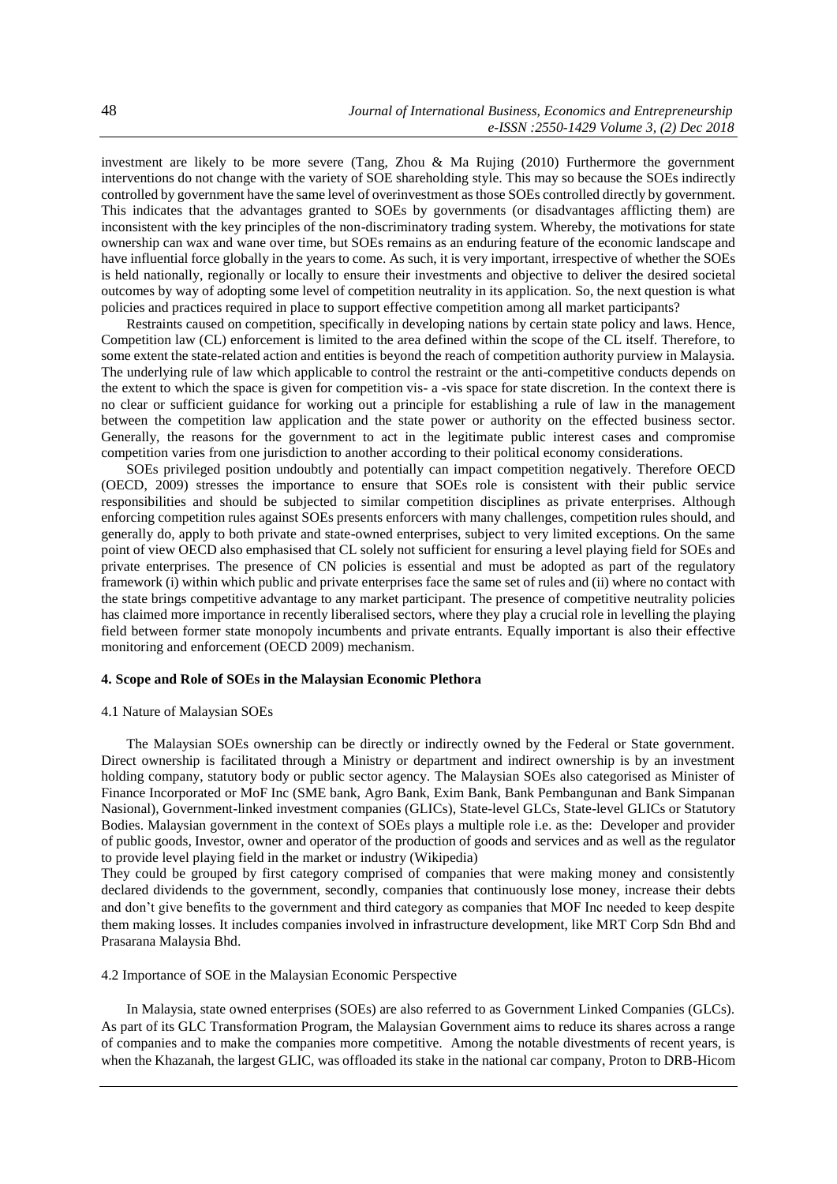investment are likely to be more severe (Tang, Zhou & Ma Rujing (2010) Furthermore the government interventions do not change with the variety of SOE shareholding style. This may so because the SOEs indirectly controlled by government have the same level of overinvestment as those SOEs controlled directly by government. This indicates that the advantages granted to SOEs by governments (or disadvantages afflicting them) are inconsistent with the key principles of the non-discriminatory trading system. Whereby, the motivations for state ownership can wax and wane over time, but SOEs remains as an enduring feature of the economic landscape and have influential force globally in the years to come. As such, it is very important, irrespective of whether the SOEs is held nationally, regionally or locally to ensure their investments and objective to deliver the desired societal outcomes by way of adopting some level of competition neutrality in its application. So, the next question is what policies and practices required in place to support effective competition among all market participants?

Restraints caused on competition, specifically in developing nations by certain state policy and laws. Hence, Competition law (CL) enforcement is limited to the area defined within the scope of the CL itself. Therefore, to some extent the state-related action and entities is beyond the reach of competition authority purview in Malaysia. The underlying rule of law which applicable to control the restraint or the anti-competitive conducts depends on the extent to which the space is given for competition vis- a -vis space for state discretion. In the context there is no clear or sufficient guidance for working out a principle for establishing a rule of law in the management between the competition law application and the state power or authority on the effected business sector. Generally, the reasons for the government to act in the legitimate public interest cases and compromise competition varies from one jurisdiction to another according to their political economy considerations.

SOEs privileged position undoubtly and potentially can impact competition negatively. Therefore OECD (OECD, 2009) stresses the importance to ensure that SOEs role is consistent with their public service responsibilities and should be subjected to similar competition disciplines as private enterprises. Although enforcing competition rules against SOEs presents enforcers with many challenges, competition rules should, and generally do, apply to both private and state-owned enterprises, subject to very limited exceptions. On the same point of view OECD also emphasised that CL solely not sufficient for ensuring a level playing field for SOEs and private enterprises. The presence of CN policies is essential and must be adopted as part of the regulatory framework (i) within which public and private enterprises face the same set of rules and (ii) where no contact with the state brings competitive advantage to any market participant. The presence of competitive neutrality policies has claimed more importance in recently liberalised sectors, where they play a crucial role in levelling the playing field between former state monopoly incumbents and private entrants. Equally important is also their effective monitoring and enforcement (OECD 2009) mechanism.

## 4. Scope and Role of SOEs in the Malaysian Economic Plethora

### 4.1 Nature of Malaysian SOEs

The Malaysian SOEs ownership can be directly or indirectly owned by the Federal or State government. Direct ownership is facilitated through a Ministry or department and indirect ownership is by an investment holding company, statutory body or public sector agency. The Malaysian SOEs also categorised as Minister of Finance Incorporated or MoF Inc (SME bank, Agro Bank, Exim Bank, Bank Pembangunan and Bank Simpanan Nasional), Government-linked investment companies (GLICs), State-level GLCs, State-level GLICs or Statutory Bodies. Malaysian government in the context of SOEs plays a multiple role i.e. as the: Developer and provider of public goods, Investor, owner and operator of the production of goods and services and as well as the regulator to provide level playing field in the market or industry (Wikipedia)

They could be grouped by first category comprised of companies that were making money and consistently declared dividends to the government, secondly, companies that continuously lose money, increase their debts and don't give benefits to the government and third category as companies that MOF Inc needed to keep despite them making losses. It includes companies involved in infrastructure development, like MRT Corp Sdn Bhd and Prasarana Malaysia Bhd.

### 4.2 Importance of SOE in the Malaysian Economic Perspective

In Malaysia, state owned enterprises (SOEs) are also referred to as Government Linked Companies (GLCs). As part of its GLC Transformation Program, the Malaysian Government aims to reduce its shares across a range of companies and to make the companies more competitive. Among the notable divestments of recent years, is when the Khazanah, the largest GLIC, was offloaded its stake in the national car company, Proton to DRB-Hicom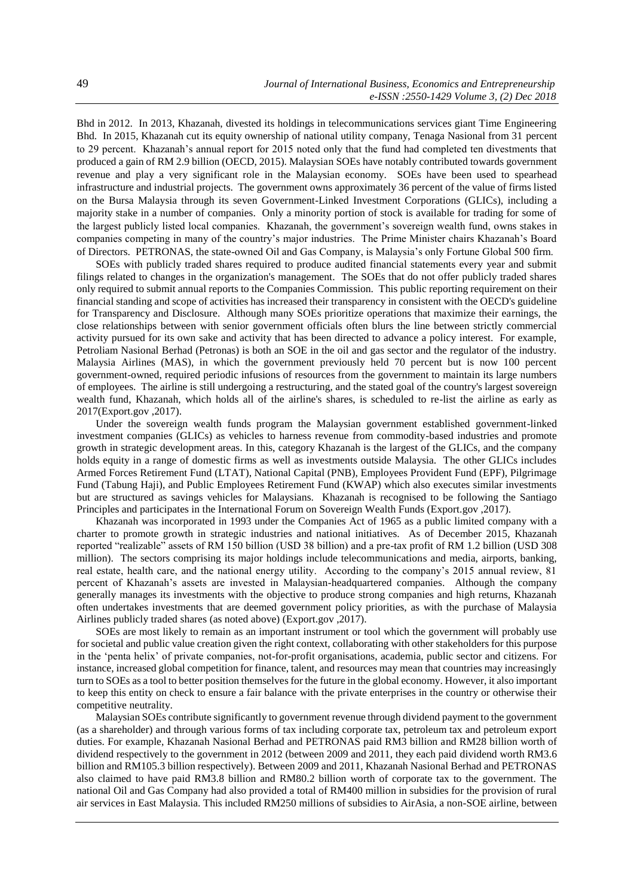Bhd in 2012. In 2013, Khazanah, divested its holdings in telecommunications services giant Time Engineering Bhd. In 2015, Khazanah cut its equity ownership of national utility company, Tenaga Nasional from 31 percent to 29 percent. Khazanah's annual report for 2015 noted only that the fund had completed ten divestments that produced a gain of RM 2.9 billion (OECD, 2015). Malaysian SOEs have notably contributed towards government revenue and play a very significant role in the Malaysian economy. SOEs have been used to spearhead infrastructure and industrial projects. The government owns approximately 36 percent of the value of firms listed on the Bursa Malaysia through its seven Government-Linked Investment Corporations (GLICs), including a majority stake in a number of companies. Only a minority portion of stock is available for trading for some of the largest publicly listed local companies. Khazanah, the government's sovereign wealth fund, owns stakes in companies competing in many of the country's major industries. The Prime Minister chairs Khazanah's Board of Directors. PETRONAS, the state-owned Oil and Gas Company, is Malaysia's only Fortune Global 500 firm.

SOEs with publicly traded shares required to produce audited financial statements every year and submit filings related to changes in the organization's management. The SOEs that do not offer publicly traded shares only required to submit annual reports to the Companies Commission. This public reporting requirement on their financial standing and scope of activities has increased their transparency in consistent with the OECD's guideline for Transparency and Disclosure. Although many SOEs prioritize operations that maximize their earnings, the close relationships between with senior government officials often blurs the line between strictly commercial activity pursued for its own sake and activity that has been directed to advance a policy interest. For example, Petroliam Nasional Berhad (Petronas) is both an SOE in the oil and gas sector and the regulator of the industry. Malaysia Airlines (MAS), in which the government previously held 70 percent but is now 100 percent government-owned, required periodic infusions of resources from the government to maintain its large numbers of employees. The airline is still undergoing a restructuring, and the stated goal of the country's largest sovereign wealth fund, Khazanah, which holds all of the airline's shares, is scheduled to re-list the airline as early as 2017(Export.gov ,2017).

Under the sovereign wealth funds program the Malaysian government established government-linked investment companies (GLICs) as vehicles to harness revenue from commodity-based industries and promote growth in strategic development areas. In this, category Khazanah is the largest of the GLICs, and the company holds equity in a range of domestic firms as well as investments outside Malaysia. The other GLICs includes Armed Forces Retirement Fund (LTAT), National Capital (PNB), Employees Provident Fund (EPF), Pilgrimage Fund (Tabung Haji), and Public Employees Retirement Fund (KWAP) which also executes similar investments but are structured as savings vehicles for Malaysians. Khazanah is recognised to be following the Santiago Principles and participates in the International Forum on Sovereign Wealth Funds (Export.gov ,2017).

Khazanah was incorporated in 1993 under the Companies Act of 1965 as a public limited company with a charter to promote growth in strategic industries and national initiatives. As of December 2015, Khazanah reported "realizable" assets of RM 150 billion (USD 38 billion) and a pre-tax profit of RM 1.2 billion (USD 308 million). The sectors comprising its major holdings include telecommunications and media, airports, banking, real estate, health care, and the national energy utility. According to the company's 2015 annual review, 81 percent of Khazanah's assets are invested in Malaysian-headquartered companies. Although the company generally manages its investments with the objective to produce strong companies and high returns, Khazanah often undertakes investments that are deemed government policy priorities, as with the purchase of Malaysia Airlines publicly traded shares (as noted above) (Export.gov ,2017).

SOEs are most likely to remain as an important instrument or tool which the government will probably use for societal and public value creation given the right context, collaborating with other stakeholders for this purpose in the 'penta helix' of private companies, not-for-profit organisations, academia, public sector and citizens. For instance, increased global competition for finance, talent, and resources may mean that countries may increasingly turn to SOEs as a tool to better position themselves for the future in the global economy. However, it also important to keep this entity on check to ensure a fair balance with the private enterprises in the country or otherwise their competitive neutrality.

Malaysian SOEs contribute significantly to government revenue through dividend payment to the government (as a shareholder) and through various forms of tax including corporate tax, petroleum tax and petroleum export duties. For example, Khazanah Nasional Berhad and PETRONAS paid RM3 billion and RM28 billion worth of dividend respectively to the government in 2012 (between 2009 and 2011, they each paid dividend worth RM3.6 billion and RM105.3 billion respectively). Between 2009 and 2011, Khazanah Nasional Berhad and PETRONAS also claimed to have paid RM3.8 billion and RM80.2 billion worth of corporate tax to the government. The national Oil and Gas Company had also provided a total of RM400 million in subsidies for the provision of rural air services in East Malaysia. This included RM250 millions of subsidies to AirAsia, a non-SOE airline, between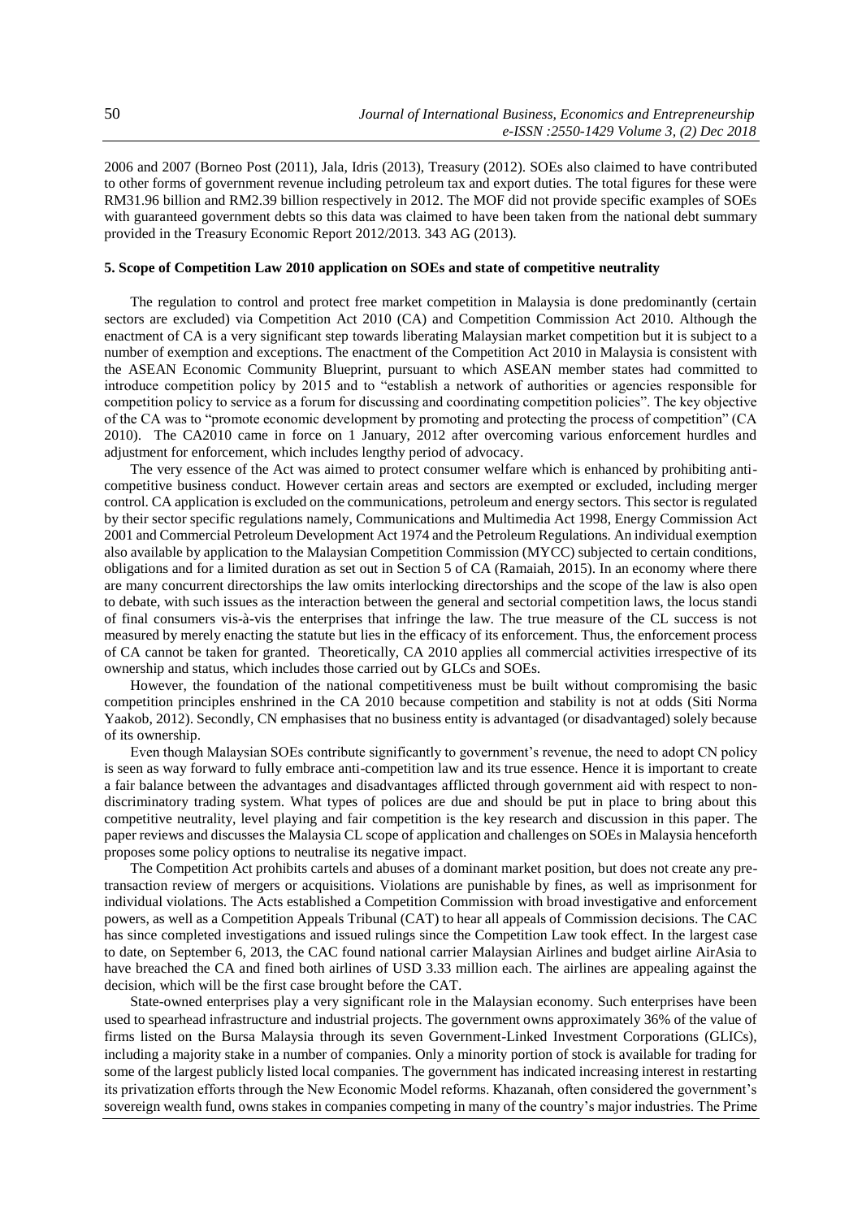2006 and 2007 (Borneo Post (2011), Jala, Idris (2013), Treasury (2012). SOEs also claimed to have contributed to other forms of government revenue including petroleum tax and export duties. The total figures for these were RM31.96 billion and RM2.39 billion respectively in 2012. The MOF did not provide specific examples of SOEs with guaranteed government debts so this data was claimed to have been taken from the national debt summary provided in the Treasury Economic Report 2012/2013. 343 AG (2013).

### 5. Scope of Competition Law 2010 application on SOEs and state of competitive neutrality

The regulation to control and protect free market competition in Malaysia is done predominantly (certain sectors are excluded) via Competition Act 2010 (CA) and Competition Commission Act 2010. Although the enactment of CA is a very significant step towards liberating Malaysian market competition but it is subject to a number of exemption and exceptions. The enactment of the Competition Act 2010 in Malaysia is consistent with the ASEAN Economic Community Blueprint, pursuant to which ASEAN member states had committed to introduce competition policy by 2015 and to "establish a network of authorities or agencies responsible for competition policy to service as a forum for discussing and coordinating competition policies". The key objective of the CA was to "promote economic development by promoting and protecting the process of competition" (CA 2010). The CA2010 came in force on 1 January, 2012 after overcoming various enforcement hurdles and adjustment for enforcement, which includes lengthy period of advocacy.

The very essence of the Act was aimed to protect consumer welfare which is enhanced by prohibiting anti-competitive business conduct. However certain areas and sectors are exempted or excluded, including merger control. CA application is excluded on the communications, petroleum and energy sectors. This sector is regulated by their sector specific regulations namely, Communications and Multimedia Act 1998, Energy Commission Act 2001 and Commercial Petroleum Development Act 1974 and the Petroleum Regulations. An individual exemption also available by application to the Malaysian Competition Commission (MYCC) subjected to certain conditions, obligations and for a limited duration as set out in Section 5 of CA (Ramaiah, 2015). In an economy where there are many concurrent directorships the law omits interlocking directorships and the scope of the law is also open to debate, with such issues as the interaction between the general and sectorial competition laws, the locus standi of final consumers vis-à-vis the enterprises that infringe the law. The true measure of the CL success is not measured by merely enacting the statute but lies in the efficacy of its enforcement. Thus, the enforcement process of CA cannot be taken for granted. Theoretically, CA 2010 applies all commercial activities irrespective of its ownership and status, which includes those carried out by GLCs and SOEs.

However, the foundation of the national competitiveness must be built without compromising the basic competition principles enshrined in the CA 2010 because competition and stability is not at odds (Siti Norma Yaakob, 2012). Secondly, CN emphasises that no business entity is advantaged (or disadvantaged) solely because of its ownership.

Even though Malaysian SOEs contribute significantly to government's revenue, the need to adopt CN policy is seen as way forward to fully embrace anti-competition law and its true essence. Hence it is important to create a fair balance between the advantages and disadvantages afflicted through government aid with respect to non-discriminatory trading system. What types of polices are due and should be put in place to bring about this competitive neutrality, level playing and fair competition is the key research and discussion in this paper. The paper reviews and discusses the Malaysia CL scope of application and challenges on SOEs in Malaysia henceforth proposes some policy options to neutralise its negative impact.

The Competition Act prohibits cartels and abuses of a dominant market position, but does not create any pre-transaction review of mergers or acquisitions. Violations are punishable by fines, as well as imprisonment for individual violations. The Acts established a Competition Commission with broad investigative and enforcement powers, as well as a Competition Appeals Tribunal (CAT) to hear all appeals of Commission decisions. The CAC has since completed investigations and issued rulings since the Competition Law took effect. In the largest case to date, on September 6, 2013, the CAC found national carrier Malaysian Airlines and budget airline AirAsia to have breached the CA and fined both airlines of USD 3.33 million each. The airlines are appealing against the decision, which will be the first case brought before the CAT.

State-owned enterprises play a very significant role in the Malaysian economy. Such enterprises have been used to spearhead infrastructure and industrial projects. The government owns approximately 36% of the value of firms listed on the Bursa Malaysia through its seven Government-Linked Investment Corporations (GLICs), including a majority stake in a number of companies. Only a minority portion of stock is available for trading for some of the largest publicly listed local companies. The government has indicated increasing interest in restarting its privatization efforts through the New Economic Model reforms. Khazanah, often considered the government's sovereign wealth fund, owns stakes in companies competing in many of the country's major industries. The Prime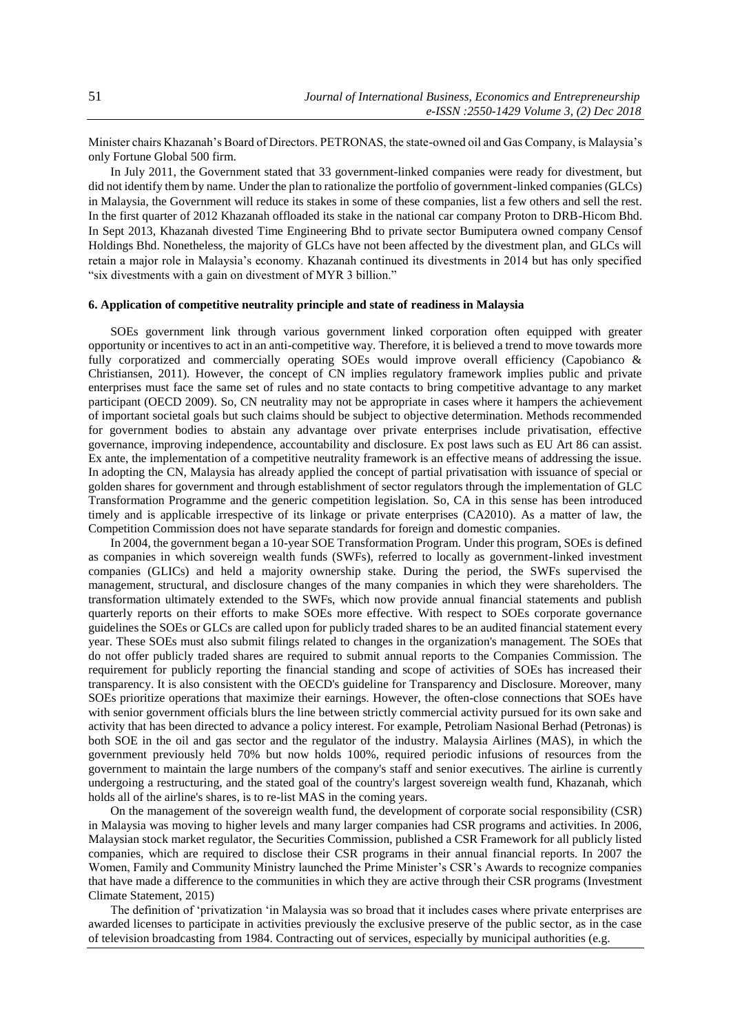Minister chairs Khazanah's Board of Directors. PETRONAS, the state-owned oil and Gas Company, is Malaysia's only Fortune Global 500 firm.

In July 2011, the Government stated that 33 government-linked companies were ready for divestment, but did not identify them by name. Under the plan to rationalize the portfolio of government-linked companies (GLCs) in Malaysia, the Government will reduce its stakes in some of these companies, list a few others and sell the rest. In the first quarter of 2012 Khazanah offloaded its stake in the national car company Proton to DRB-Hicom Bhd. In Sept 2013, Khazanah divested Time Engineering Bhd to private sector Bumiputera owned company Censof Holdings Bhd. Nonetheless, the majority of GLCs have not been affected by the divestment plan, and GLCs will retain a major role in Malaysia's economy. Khazanah continued its divestments in 2014 but has only specified "six divestments with a gain on divestment of MYR 3 billion."

#### 6. Application of competitive neutrality principle and state of readiness in Malaysia

SOEs government link through various government linked corporation often equipped with greater opportunity or incentives to act in an anti-competitive way. Therefore, it is believed a trend to move towards more fully corporatized and commercially operating SOEs would improve overall efficiency (Capobianco & Christiansen, 2011). However, the concept of CN implies regulatory framework implies public and private enterprises must face the same set of rules and no state contacts to bring competitive advantage to any market participant (OECD 2009). So, CN neutrality may not be appropriate in cases where it hampers the achievement of important societal goals but such claims should be subject to objective determination. Methods recommended for government bodies to abstain any advantage over private enterprises include privatisation, effective governance, improving independence, accountability and disclosure. Ex post laws such as EU Art 86 can assist. Ex ante, the implementation of a competitive neutrality framework is an effective means of addressing the issue. In adopting the CN, Malaysia has already applied the concept of partial privatisation with issuance of special or golden shares for government and through establishment of sector regulators through the implementation of GLC Transformation Programme and the generic competition legislation. So, CA in this sense has been introduced timely and is applicable irrespective of its linkage or private enterprises (CA2010). As a matter of law, the Competition Commission does not have separate standards for foreign and domestic companies.

In 2004, the government began a 10-year SOE Transformation Program. Under this program, SOEs is defined as companies in which sovereign wealth funds (SWFs), referred to locally as government-linked investment companies (GLICs) and held a majority ownership stake. During the period, the SWFs supervised the management, structural, and disclosure changes of the many companies in which they were shareholders. The transformation ultimately extended to the SWFs, which now provide annual financial statements and publish quarterly reports on their efforts to make SOEs more effective. With respect to SOEs corporate governance guidelines the SOEs or GLCs are called upon for publicly traded shares to be an audited financial statement every year. These SOEs must also submit filings related to changes in the organization's management. The SOEs that do not offer publicly traded shares are required to submit annual reports to the Companies Commission. The requirement for publicly reporting the financial standing and scope of activities of SOEs has increased their transparency. It is also consistent with the OECD's guideline for Transparency and Disclosure. Moreover, many SOEs prioritize operations that maximize their earnings. However, the often-close connections that SOEs have with senior government officials blurs the line between strictly commercial activity pursued for its own sake and activity that has been directed to advance a policy interest. For example, Petroliam Nasional Berhad (Petronas) is both SOE in the oil and gas sector and the regulator of the industry. Malaysia Airlines (MAS), in which the government previously held 70% but now holds 100%, required periodic infusions of resources from the government to maintain the large numbers of the company's staff and senior executives. The airline is currently undergoing a restructuring, and the stated goal of the country's largest sovereign wealth fund, Khazanah, which holds all of the airline's shares, is to re-list MAS in the coming years.

On the management of the sovereign wealth fund, the development of corporate social responsibility (CSR) in Malaysia was moving to higher levels and many larger companies had CSR programs and activities. In 2006, Malaysian stock market regulator, the Securities Commission, published a CSR Framework for all publicly listed companies, which are required to disclose their CSR programs in their annual financial reports. In 2007 the Women, Family and Community Ministry launched the Prime Minister's CSR's Awards to recognize companies that have made a difference to the communities in which they are active through their CSR programs (Investment Climate Statement, 2015)

The definition of 'privatization 'in Malaysia was so broad that it includes cases where private enterprises are awarded licenses to participate in activities previously the exclusive preserve of the public sector, as in the case of television broadcasting from 1984. Contracting out of services, especially by municipal authorities (e.g.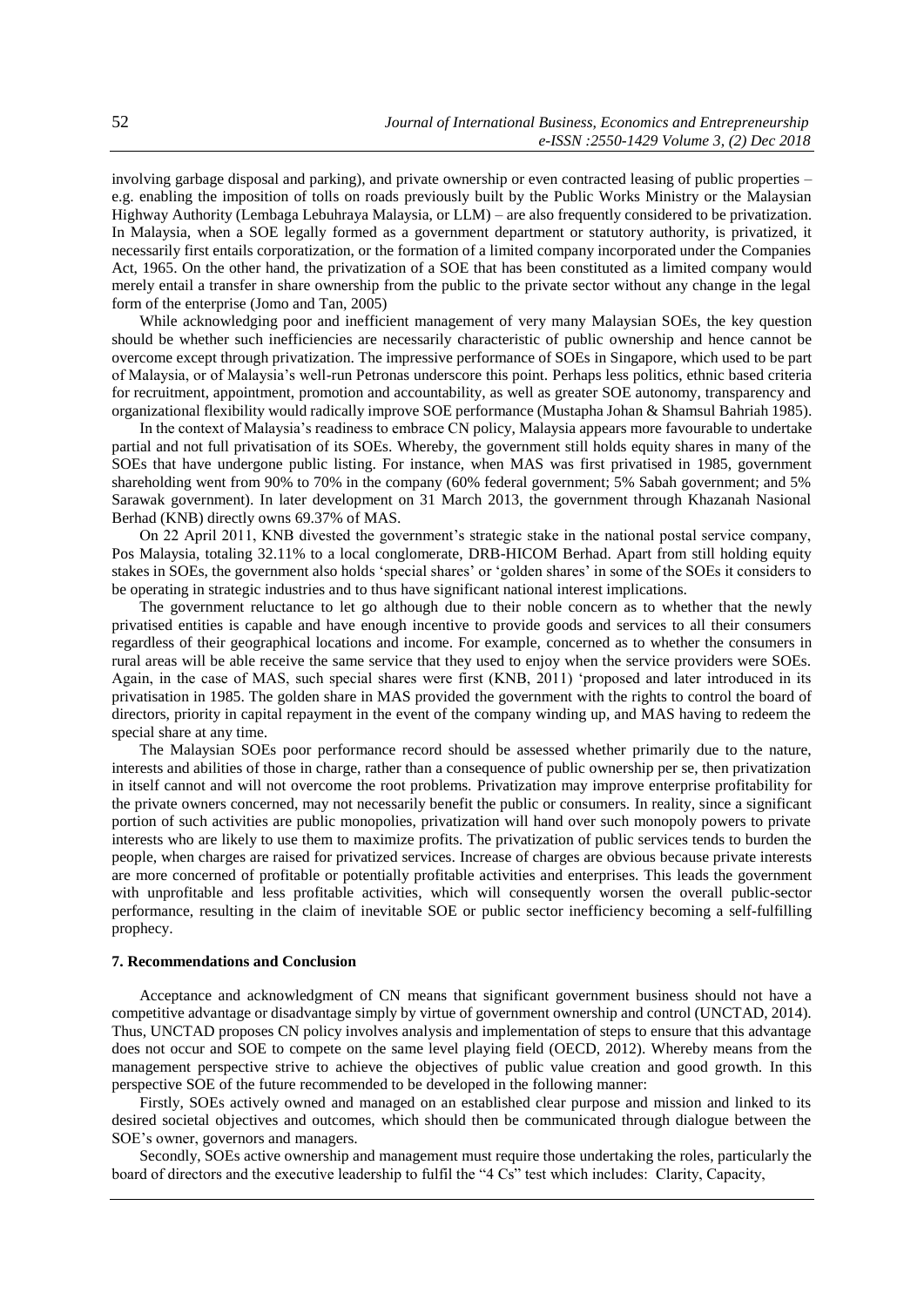involving garbage disposal and parking), and private ownership or even contracted leasing of public properties – e.g. enabling the imposition of tolls on roads previously built by the Public Works Ministry or the Malaysian Highway Authority (Lembaga Lebuhraya Malaysia, or LLM) – are also frequently considered to be privatization. In Malaysia, when a SOE legally formed as a government department or statutory authority, is privatized, it necessarily first entails corporatization, or the formation of a limited company incorporated under the Companies Act, 1965. On the other hand, the privatization of a SOE that has been constituted as a limited company would merely entail a transfer in share ownership from the public to the private sector without any change in the legal form of the enterprise (Jomo and Tan, 2005)

While acknowledging poor and inefficient management of very many Malaysian SOEs, the key question should be whether such inefficiencies are necessarily characteristic of public ownership and hence cannot be overcome except through privatization. The impressive performance of SOEs in Singapore, which used to be part of Malaysia, or of Malaysia's well-run Petronas underscore this point. Perhaps less politics, ethnic based criteria for recruitment, appointment, promotion and accountability, as well as greater SOE autonomy, transparency and organizational flexibility would radically improve SOE performance (Mustapha Johan & Shamsul Bahriah 1985).

In the context of Malaysia's readiness to embrace CN policy, Malaysia appears more favourable to undertake partial and not full privatisation of its SOEs. Whereby, the government still holds equity shares in many of the SOEs that have undergone public listing. For instance, when MAS was first privatised in 1985, government shareholding went from 90% to 70% in the company (60% federal government; 5% Sabah government; and 5% Sarawak government). In later development on 31 March 2013, the government through Khazanah Nasional Berhad (KNB) directly owns 69.37% of MAS.

On 22 April 2011, KNB divested the government's strategic stake in the national postal service company, Pos Malaysia, totaling 32.11% to a local conglomerate, DRB-HICOM Berhad. Apart from still holding equity stakes in SOEs, the government also holds 'special shares' or 'golden shares' in some of the SOEs it considers to be operating in strategic industries and to thus have significant national interest implications.

The government reluctance to let go although due to their noble concern as to whether that the newly privatised entities is capable and have enough incentive to provide goods and services to all their consumers regardless of their geographical locations and income. For example, concerned as to whether the consumers in rural areas will be able receive the same service that they used to enjoy when the service providers were SOEs. Again, in the case of MAS, such special shares were first (KNB, 2011) 'proposed and later introduced in its privatisation in 1985. The golden share in MAS provided the government with the rights to control the board of directors, priority in capital repayment in the event of the company winding up, and MAS having to redeem the special share at any time.

The Malaysian SOEs poor performance record should be assessed whether primarily due to the nature, interests and abilities of those in charge, rather than a consequence of public ownership per se, then privatization in itself cannot and will not overcome the root problems. Privatization may improve enterprise profitability for the private owners concerned, may not necessarily benefit the public or consumers. In reality, since a significant portion of such activities are public monopolies, privatization will hand over such monopoly powers to private interests who are likely to use them to maximize profits. The privatization of public services tends to burden the people, when charges are raised for privatized services. Increase of charges are obvious because private interests are more concerned of profitable or potentially profitable activities and enterprises. This leads the government with unprofitable and less profitable activities, which will consequently worsen the overall public-sector performance, resulting in the claim of inevitable SOE or public sector inefficiency becoming a self-fulfilling prophecy.

## 7. Recommendations and Conclusion

Acceptance and acknowledgment of CN means that significant government business should not have a competitive advantage or disadvantage simply by virtue of government ownership and control (UNCTAD, 2014). Thus, UNCTAD proposes CN policy involves analysis and implementation of steps to ensure that this advantage does not occur and SOE to compete on the same level playing field (OECD, 2012). Whereby means from the management perspective strive to achieve the objectives of public value creation and good growth. In this perspective SOE of the future recommended to be developed in the following manner:

Firstly, SOEs actively owned and managed on an established clear purpose and mission and linked to its desired societal objectives and outcomes, which should then be communicated through dialogue between the SOE's owner, governors and managers.

Secondly, SOEs active ownership and management must require those undertaking the roles, particularly the board of directors and the executive leadership to fulfil the "4 Cs" test which includes: Clarity, Capacity,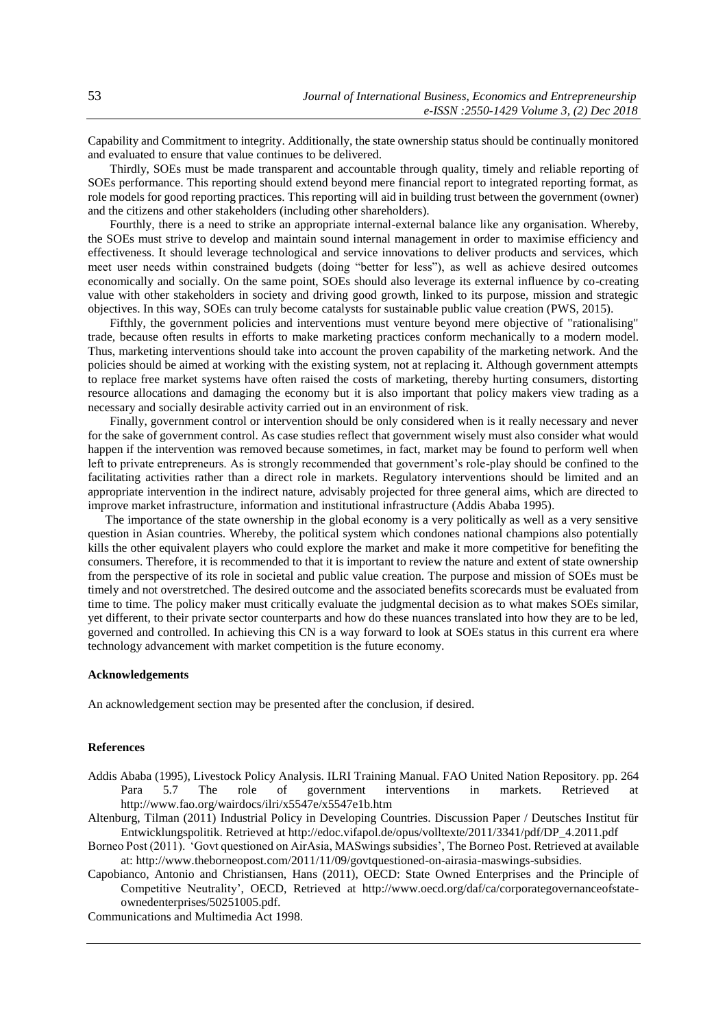Capability and Commitment to integrity. Additionally, the state ownership status should be continually monitored and evaluated to ensure that value continues to be delivered.

Thirdly, SOEs must be made transparent and accountable through quality, timely and reliable reporting of SOEs performance. This reporting should extend beyond mere financial report to integrated reporting format, as role models for good reporting practices. This reporting will aid in building trust between the government (owner) and the citizens and other stakeholders (including other shareholders).

Fourthly, there is a need to strike an appropriate internal-external balance like any organisation. Whereby, the SOEs must strive to develop and maintain sound internal management in order to maximise efficiency and effectiveness. It should leverage technological and service innovations to deliver products and services, which meet user needs within constrained budgets (doing "better for less"), as well as achieve desired outcomes economically and socially. On the same point, SOEs should also leverage its external influence by co-creating value with other stakeholders in society and driving good growth, linked to its purpose, mission and strategic objectives. In this way, SOEs can truly become catalysts for sustainable public value creation (PWS, 2015).

Fifthly, the government policies and interventions must venture beyond mere objective of "rationalising" trade, because often results in efforts to make marketing practices conform mechanically to a modern model. Thus, marketing interventions should take into account the proven capability of the marketing network. And the policies should be aimed at working with the existing system, not at replacing it. Although government attempts to replace free market systems have often raised the costs of marketing, thereby hurting consumers, distorting resource allocations and damaging the economy but it is also important that policy makers view trading as a necessary and socially desirable activity carried out in an environment of risk.

Finally, government control or intervention should be only considered when is it really necessary and never for the sake of government control. As case studies reflect that government wisely must also consider what would happen if the intervention was removed because sometimes, in fact, market may be found to perform well when left to private entrepreneurs. As is strongly recommended that government's role-play should be confined to the facilitating activities rather than a direct role in markets. Regulatory interventions should be limited and an appropriate intervention in the indirect nature, advisably projected for three general aims, which are directed to improve market infrastructure, information and institutional infrastructure (Addis Ababa 1995).

The importance of the state ownership in the global economy is a very politically as well as a very sensitive question in Asian countries. Whereby, the political system which condones national champions also potentially kills the other equivalent players who could explore the market and make it more competitive for benefiting the consumers. Therefore, it is recommended to that it is important to review the nature and extent of state ownership from the perspective of its role in societal and public value creation. The purpose and mission of SOEs must be timely and not overstretched. The desired outcome and the associated benefits scorecards must be evaluated from time to time. The policy maker must critically evaluate the judgmental decision as to what makes SOEs similar, yet different, to their private sector counterparts and how do these nuances translated into how they are to be led, governed and controlled. In achieving this CN is a way forward to look at SOEs status in this current era where technology advancement with market competition is the future economy.

### Acknowledgements

An acknowledgement section may be presented after the conclusion, if desired.

### References

Addis Ababa (1995), Livestock Policy Analysis. ILRI Training Manual. FAO United Nation Repository. pp. 264 Para 5.7 The role of government interventions in markets. Retrieved at http://www.fao.org/wairdocs/ilri/x5547e/x5547e1b.htm

Altenburg, Tilman (2011) Industrial Policy in Developing Countries. Discussion Paper / Deutsches Institut für Entwicklungspolitik. Retrieved at http://edoc.vifapol.de/opus/volltexte/2011/3341/pdf/DP_4.2011.pdf

Borneo Post (2011). 'Govt questioned on AirAsia, MASwings subsidies', The Borneo Post. Retrieved at available at: http://www.theborneopost.com/2011/11/09/govtquestioned-on-airasia-maswings-subsidies.

Capobianco, Antonio and Christiansen, Hans (2011), OECD: State Owned Enterprises and the Principle of Competitive Neutrality', OECD, Retrieved at http://www.oecd.org/daf/ca/corporategovernanceofstate-ownedenterprises/50251005.pdf.

Communications and Multimedia Act 1998.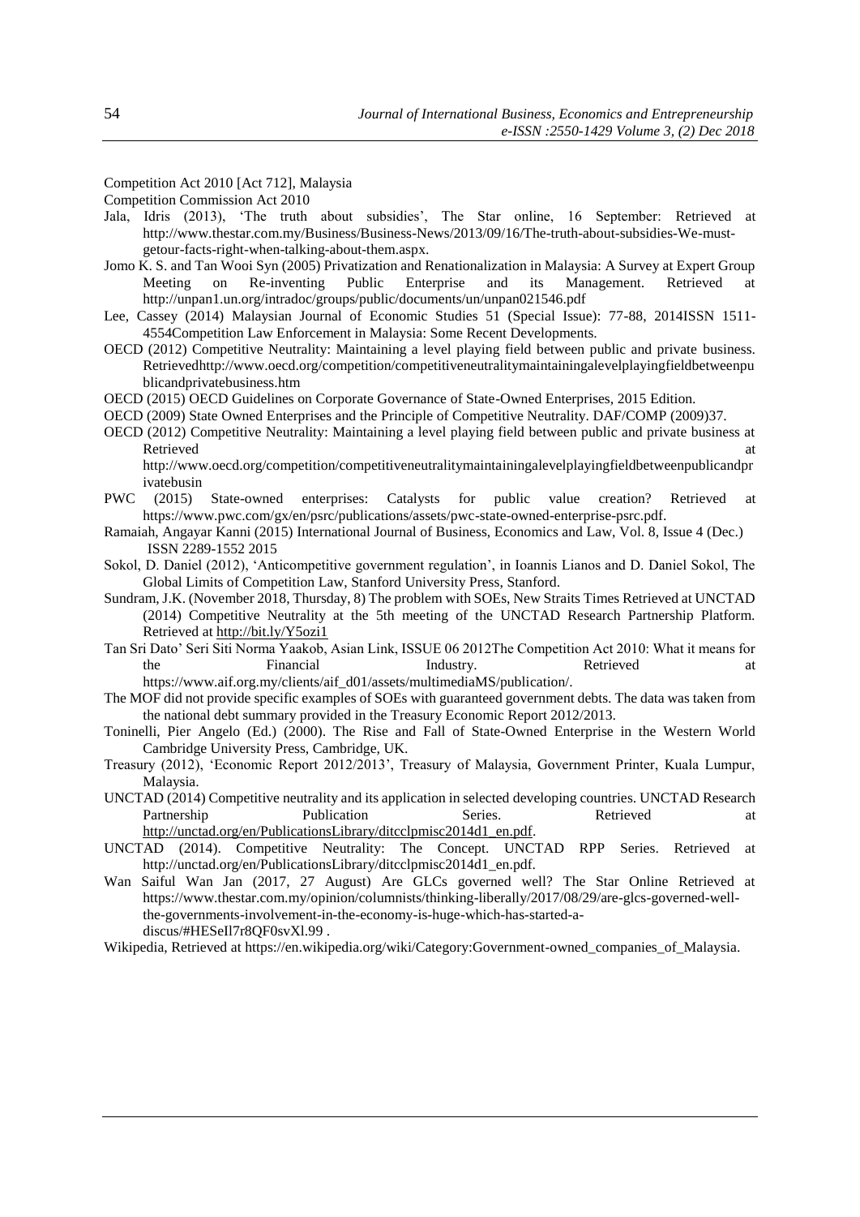Competition Act 2010 [Act 712], Malaysia

Competition Commission Act 2010

Jala, Idris (2013), 'The truth about subsidies', The Star online, 16 September: Retrieved at http://www.thestar.com.my/Business/Business-News/2013/09/16/The-truth-about-subsidies-We-must-getour-facts-right-when-talking-about-them.aspx.

Jomo K. S. and Tan Wooi Syn (2005) Privatization and Renationalization in Malaysia: A Survey at Expert Group Meeting on Re-inventing Public Enterprise and its Management. Retrieved at http://unpan1.un.org/intradoc/groups/public/documents/un/unpan021546.pdf

Lee, Cassey (2014) Malaysian Journal of Economic Studies 51 (Special Issue): 77-88, 2014ISSN 1511-4554Competition Law Enforcement in Malaysia: Some Recent Developments.

OECD (2012) Competitive Neutrality: Maintaining a level playing field between public and private business. Retrievedhttp://www.oecd.org/competition/competitiveneutralitymaintainingalevelplayingfieldbetweenpublicandprivatebusiness.htm

OECD (2015) OECD Guidelines on Corporate Governance of State-Owned Enterprises, 2015 Edition.

OECD (2009) State Owned Enterprises and the Principle of Competitive Neutrality. DAF/COMP (2009)37.

OECD (2012) Competitive Neutrality: Maintaining a level playing field between public and private business at Retrieved at http://www.oecd.org/competition/competitiveneutralitymaintainingalevelplayingfieldbetweenpublicandprivatebusin

PWC (2015) State-owned enterprises: Catalysts for public value creation? Retrieved at https://www.pwc.com/gx/en/psrc/publications/assets/pwc-state-owned-enterprise-psrc.pdf.

Ramaiah, Angayar Kanni (2015) International Journal of Business, Economics and Law, Vol. 8, Issue 4 (Dec.) ISSN 2289-1552 2015

Sokol, D. Daniel (2012), 'Anticompetitive government regulation', in Ioannis Lianos and D. Daniel Sokol, The Global Limits of Competition Law, Stanford University Press, Stanford.

Sundram, J.K. (November 2018, Thursday, 8) The problem with SOEs, New Straits Times Retrieved at UNCTAD (2014) Competitive Neutrality at the 5th meeting of the UNCTAD Research Partnership Platform. Retrieved at http://bit.ly/Y5ozi1

Tan Sri Dato' Seri Siti Norma Yaakob, Asian Link, ISSUE 06 2012The Competition Act 2010: What it means for the Financial Industry. Retrieved at https://www.aif.org.my/clients/aif_d01/assets/multimediaMS/publication/.

The MOF did not provide specific examples of SOEs with guaranteed government debts. The data was taken from the national debt summary provided in the Treasury Economic Report 2012/2013.

Toninelli, Pier Angelo (Ed.) (2000). The Rise and Fall of State-Owned Enterprise in the Western World Cambridge University Press, Cambridge, UK.

Treasury (2012), 'Economic Report 2012/2013', Treasury of Malaysia, Government Printer, Kuala Lumpur, Malaysia.

UNCTAD (2014) Competitive neutrality and its application in selected developing countries. UNCTAD Research Partnership Publication Series. Retrieved at http://unctad.org/en/PublicationsLibrary/ditcclpmisc2014d1_en.pdf.

UNCTAD (2014). Competitive Neutrality: The Concept. UNCTAD RPP Series. Retrieved at http://unctad.org/en/PublicationsLibrary/ditcclpmisc2014d1_en.pdf.

Wan Saiful Wan Jan (2017, 27 August) Are GLCs governed well? The Star Online Retrieved at https://www.thestar.com.my/opinion/columnists/thinking-liberally/2017/08/29/are-glcs-governed-well-the-governments-involvement-in-the-economy-is-huge-which-has-started-a-discus/#HESeIl7r8QF0svXl.99 .

Wikipedia, Retrieved at https://en.wikipedia.org/wiki/Category:Government-owned_companies_of_Malaysia.